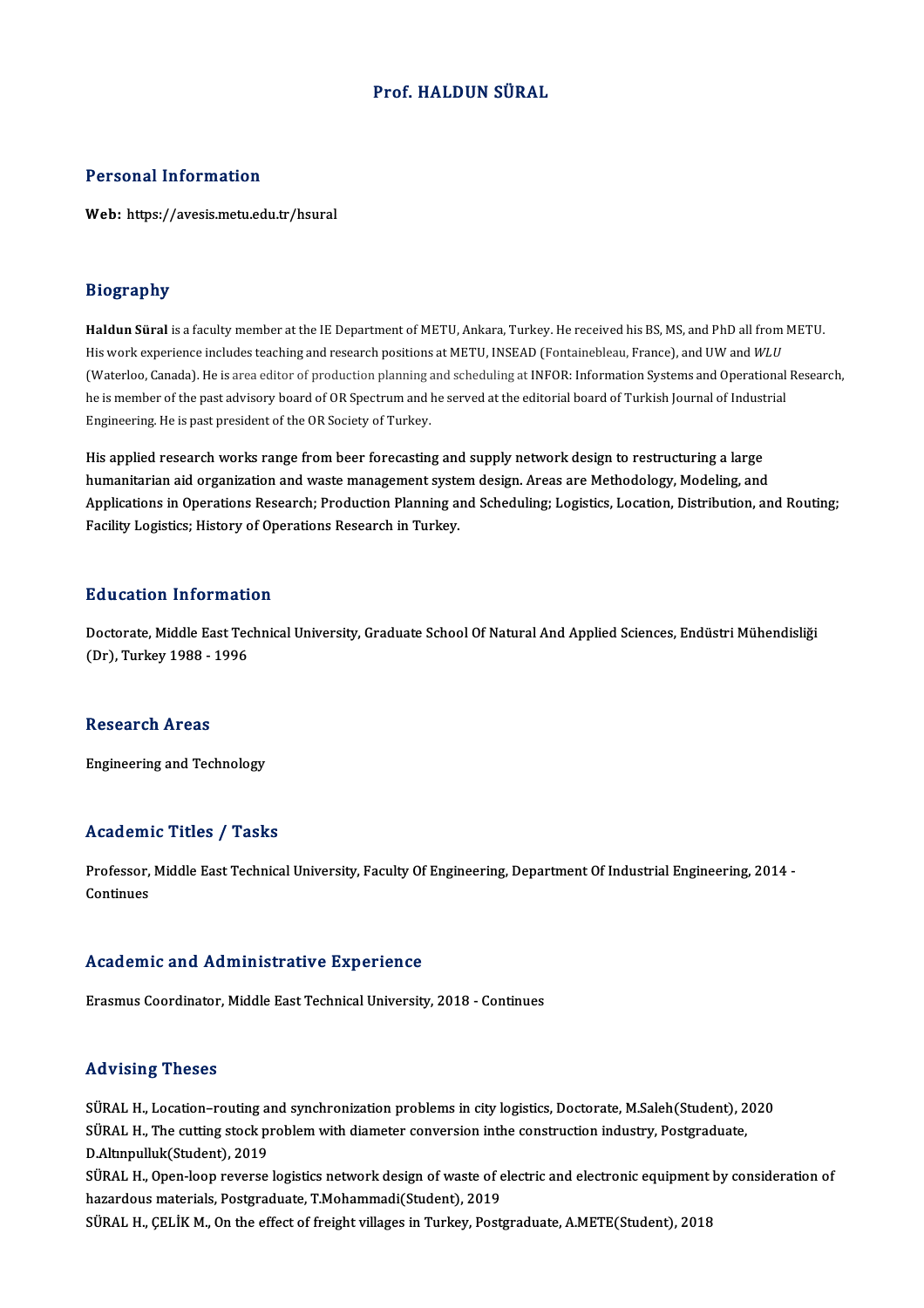# Prof. HALDUN SÜRAL

## Personal Information

**Web:** https://avesis.metu.edu.tr/hsural

## Biography

**Haldun Süral** is a faculty member at the IE Department of METU, Ankara, Turkey. He received his BS, MS, and PhD all from METU. His work experience includes teaching and research positions at METU, INSEAD (Fontainebleau, France), and UW and *WLU* (Waterloo, Canada). He is area editor of production planning and scheduling at INFOR: Information Systems and Operational Research, he is member of the past advisory board of OR Spectrum and he served at the editorial board of Turkish Journal of Industrial Engineering. He is past president of the OR Society of Turkey.

His applied research works range from beer forecasting and supply network design to restructuring a large humanitarian aid organization and waste management system design. Areas are Methodology, Modeling, and Applications in Operations Research; Production Planning and Scheduling; Logistics, Location, Distribution, and Routing; Facility Logistics; History of Operations Research in Turkey.

## Education Information

Doctorate, Middle East Technical University, Graduate School Of Natural And Applied Sciences, Endüstri Mühendisliği (Dr), Turkey 1988 - 1996

## Research Areas

Engineering and Technology

## Academic Titles / Tasks

Professor, Middle East Technical University, Faculty Of Engineering, Department Of Industrial Engineering, 2014 - Continues

## Academic and Administrative Experience

Erasmus Coordinator, Middle East Technical University, 2018 - Continues

## Advising Theses

SÜRAL H., Location–routing and synchronization problems in city logistics, Doctorate, M.Saleh(Student), 2020

SÜRAL H., The cutting stock problem with diameter conversion inthe construction industry, Postgraduate, D.Altınpulluk(Student), 2019

SÜRAL H., Open-loop reverse logistics network design of waste of electric and electronic equipment by consideration of hazardous materials, Postgraduate, T.Mohammadi(Student), 2019

SÜRAL H., ÇELİK M., On the effect of freight villages in Turkey, Postgraduate, A.METE(Student), 2018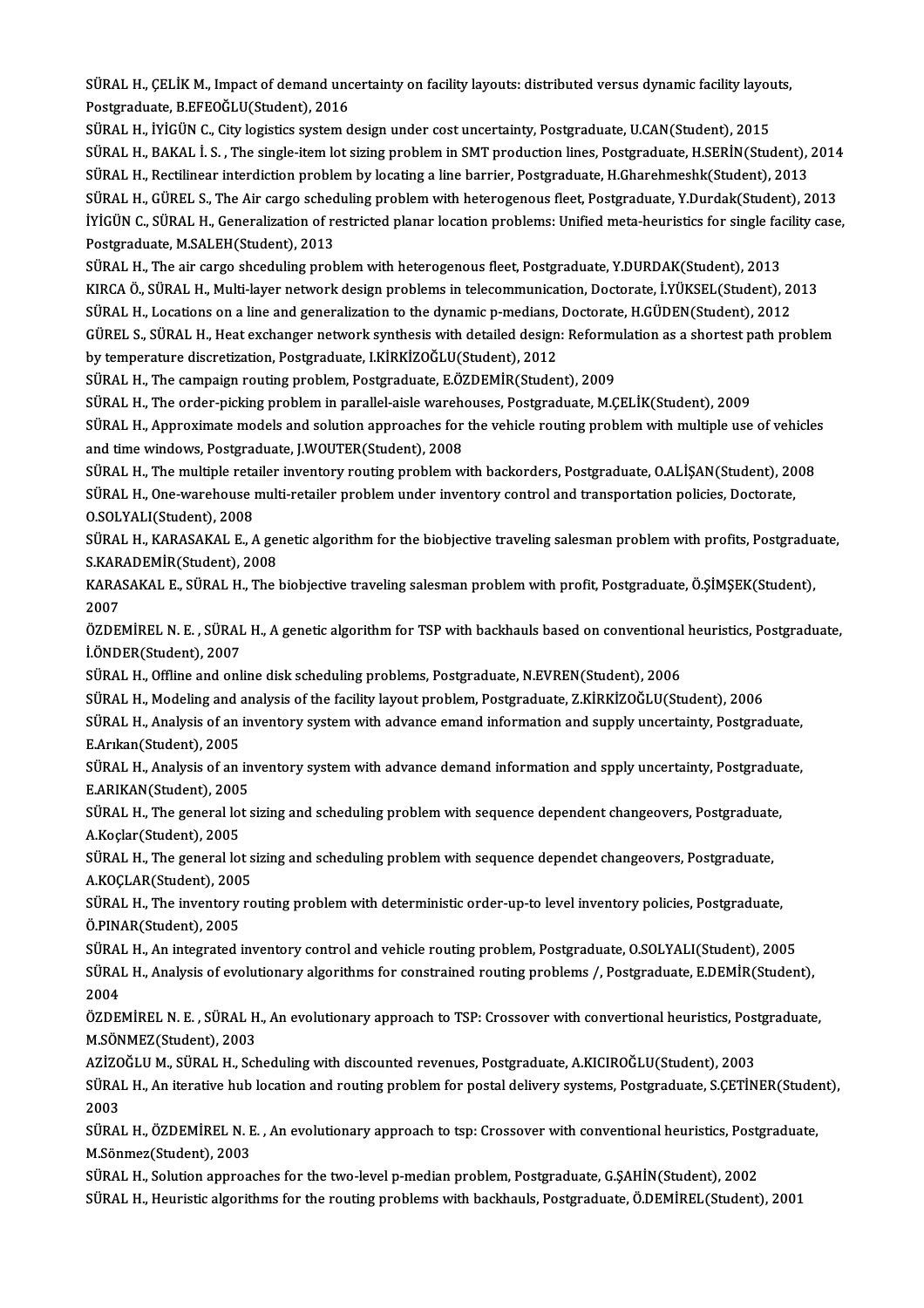SÜRAL H., ÇELİK M., Impact of demand uncertainty on facility layouts: distributed versus dynamic facility layouts, Postgraduate, B.EFEOĞLU(Student), 2016

SÜRAL H., İYİGÜN C., City logistics system design under cost uncertainty, Postgraduate, U.CAN(Student), 2015

SÜRAL H., BAKAL İ. S. , The single-item lot sizing problem in SMT production lines, Postgraduate, H.SERİN(Student), 2014

SÜRAL H., Rectilinear interdiction problem by locating a line barrier, Postgraduate, H.Gharehmeshk(Student), 2013

SÜRAL H., GÜREL S., The Air cargo scheduling problem with heterogenous fleet, Postgraduate, Y.Durdak(Student), 2013

İYİGÜN C., SÜRAL H., Generalization of restricted planar location problems: Unified meta-heuristics for single facility case, Postgraduate, M.SALEH(Student), 2013

SÜRAL H., The air cargo shceduling problem with heterogenous fleet, Postgraduate, Y.DURDAK(Student), 2013

KIRCA Ö., SÜRAL H., Multi-layer network design problems in telecommunication, Doctorate, İ.YÜKSEL(Student), 2013

SÜRAL H., Locations on a line and generalization to the dynamic p-medians, Doctorate, H.GÜDEN(Student), 2012

GÜREL S., SÜRAL H., Heat exchanger network synthesis with detailed design: Reformulation as a shortest path problem by temperature discretization, Postgraduate, I.KİRKİZOĞLU(Student), 2012

SÜRAL H., The campaign routing problem, Postgraduate, E.ÖZDEMİR(Student), 2009

SÜRAL H., The order-picking problem in parallel-aisle warehouses, Postgraduate, M.ÇELİK(Student), 2009

SÜRAL H., Approximate models and solution approaches for the vehicle routing problem with multiple use of vehicles and time windows, Postgraduate, J.WOUTER(Student), 2008

SÜRAL H., The multiple retailer inventory routing problem with backorders, Postgraduate, O.ALİŞAN(Student), 2008

SÜRAL H., One-warehouse multi-retailer problem under inventory control and transportation policies, Doctorate, O.SOLYALI(Student), 2008

SÜRAL H., KARASAKAL E., A genetic algorithm for the biobjective traveling salesman problem with profits, Postgraduate, S.KARADEMİR(Student), 2008

KARASAKAL E., SÜRAL H., The biobjective traveling salesman problem with profit, Postgraduate, Ö.ŞİMŞEK(Student), 2007

ÖZDEMİREL N. E. , SÜRAL H., A genetic algorithm for TSP with backhauls based on conventional heuristics, Postgraduate, İ.ÖNDER(Student), 2007

SÜRAL H., Offline and online disk scheduling problems, Postgraduate, N.EVREN(Student), 2006

SÜRAL H., Modeling and analysis of the facility layout problem, Postgraduate, Z.KİRKİZOĞLU(Student), 2006

SÜRAL H., Analysis of an inventory system with advance emand information and supply uncertainty, Postgraduate, E.Arıkan(Student), 2005

SÜRAL H., Analysis of an inventory system with advance demand information and spply uncertainty, Postgraduate, E.ARIKAN(Student), 2005

SÜRAL H., The general lot sizing and scheduling problem with sequence dependent changeovers, Postgraduate, A.Koçlar(Student), 2005

SÜRAL H., The general lot sizing and scheduling problem with sequence dependet changeovers, Postgraduate, A.KOÇLAR(Student), 2005

SÜRAL H., The inventory routing problem with deterministic order-up-to level inventory policies, Postgraduate, Ö.PINAR(Student), 2005

SÜRAL H., An integrated inventory control and vehicle routing problem, Postgraduate, O.SOLYALI(Student), 2005

SÜRAL H., Analysis of evolutionary algorithms for constrained routing problems /, Postgraduate, E.DEMİR(Student), 2004

ÖZDEMİREL N. E. , SÜRAL H., An evolutionary approach to TSP: Crossover with convertional heuristics, Postgraduate, M.SÖNMEZ(Student), 2003

AZİZOĞLU M., SÜRAL H., Scheduling with discounted revenues, Postgraduate, A.KICIROĞLU(Student), 2003

SÜRAL H., An iterative hub location and routing problem for postal delivery systems, Postgraduate, S.ÇETİNER(Student), 2003

SÜRAL H., ÖZDEMİREL N. E. , An evolutionary approach to tsp: Crossover with conventional heuristics, Postgraduate, M.Sönmez(Student), 2003

SÜRAL H., Solution approaches for the two-level p-median problem, Postgraduate, G.ŞAHİN(Student), 2002

SÜRAL H., Heuristic algorithms for the routing problems with backhauls, Postgraduate, Ö.DEMİREL(Student), 2001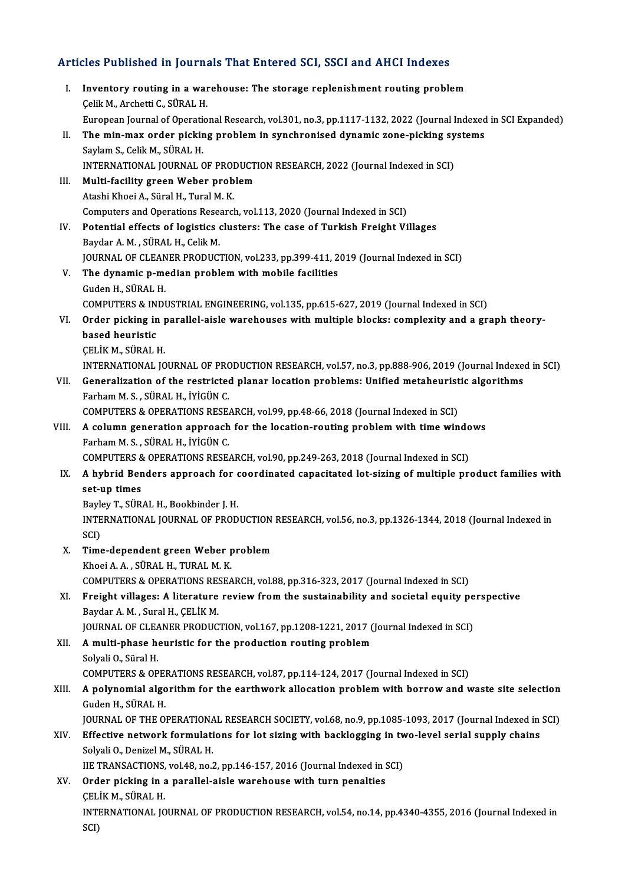## Articles Published in Journals That Entered SCI, SSCI and AHCI Indexes

I. **Inventory routing in a warehouse: The storage replenishment routing problem**
   Çelik M., Archetti C., SÜRAL H.
   European Journal of Operational Research, vol.301, no.3, pp.1117-1132, 2022 (Journal Indexed in SCI Expanded)

II. **The min-max order picking problem in synchronised dynamic zone-picking systems**
   Saylam S., Celik M., SÜRAL H.
   INTERNATIONAL JOURNAL OF PRODUCTION RESEARCH, 2022 (Journal Indexed in SCI)

III. **Multi-facility green Weber problem**
   Atashi Khoei A., Süral H., Tural M. K.
   Computers and Operations Research, vol.113, 2020 (Journal Indexed in SCI)

IV. **Potential effects of logistics clusters: The case of Turkish Freight Villages**
   Baydar A. M. , SÜRAL H., Celik M.
   JOURNAL OF CLEANER PRODUCTION, vol.233, pp.399-411, 2019 (Journal Indexed in SCI)

V. **The dynamic p-median problem with mobile facilities**
   Guden H., SÜRAL H.
   COMPUTERS & INDUSTRIAL ENGINEERING, vol.135, pp.615-627, 2019 (Journal Indexed in SCI)

VI. **Order picking in parallel-aisle warehouses with multiple blocks: complexity and a graph theory-based heuristic**
   ÇELİK M., SÜRAL H.
   INTERNATIONAL JOURNAL OF PRODUCTION RESEARCH, vol.57, no.3, pp.888-906, 2019 (Journal Indexed in SCI)

VII. **Generalization of the restricted planar location problems: Unified metaheuristic algorithms**
   Farham M. S. , SÜRAL H., İYİGÜN C.
   COMPUTERS & OPERATIONS RESEARCH, vol.99, pp.48-66, 2018 (Journal Indexed in SCI)

VIII. **A column generation approach for the location-routing problem with time windows**
   Farham M. S. , SÜRAL H., İYİGÜN C.
   COMPUTERS & OPERATIONS RESEARCH, vol.90, pp.249-263, 2018 (Journal Indexed in SCI)

IX. **A hybrid Benders approach for coordinated capacitated lot-sizing of multiple product families with set-up times**
   Bayley T., SÜRAL H., Bookbinder J. H.
   INTERNATIONAL JOURNAL OF PRODUCTION RESEARCH, vol.56, no.3, pp.1326-1344, 2018 (Journal Indexed in SCI)

X. **Time-dependent green Weber problem**
   Khoei A. A. , SÜRAL H., TURAL M. K.
   COMPUTERS & OPERATIONS RESEARCH, vol.88, pp.316-323, 2017 (Journal Indexed in SCI)

XI. **Freight villages: A literature review from the sustainability and societal equity perspective**
   Baydar A. M. , Sural H., ÇELİK M.
   JOURNAL OF CLEANER PRODUCTION, vol.167, pp.1208-1221, 2017 (Journal Indexed in SCI)

XII. **A multi-phase heuristic for the production routing problem**
   Solyali O., Süral H.
   COMPUTERS & OPERATIONS RESEARCH, vol.87, pp.114-124, 2017 (Journal Indexed in SCI)

XIII. **A polynomial algorithm for the earthwork allocation problem with borrow and waste site selection**
   Guden H., SÜRAL H.
   JOURNAL OF THE OPERATIONAL RESEARCH SOCIETY, vol.68, no.9, pp.1085-1093, 2017 (Journal Indexed in SCI)

XIV. **Effective network formulations for lot sizing with backlogging in two-level serial supply chains**
   Solyali O., Denizel M., SÜRAL H.
   IIE TRANSACTIONS, vol.48, no.2, pp.146-157, 2016 (Journal Indexed in SCI)

XV. **Order picking in a parallel-aisle warehouse with turn penalties**
   ÇELİK M., SÜRAL H.
   INTERNATIONAL JOURNAL OF PRODUCTION RESEARCH, vol.54, no.14, pp.4340-4355, 2016 (Journal Indexed in SCI)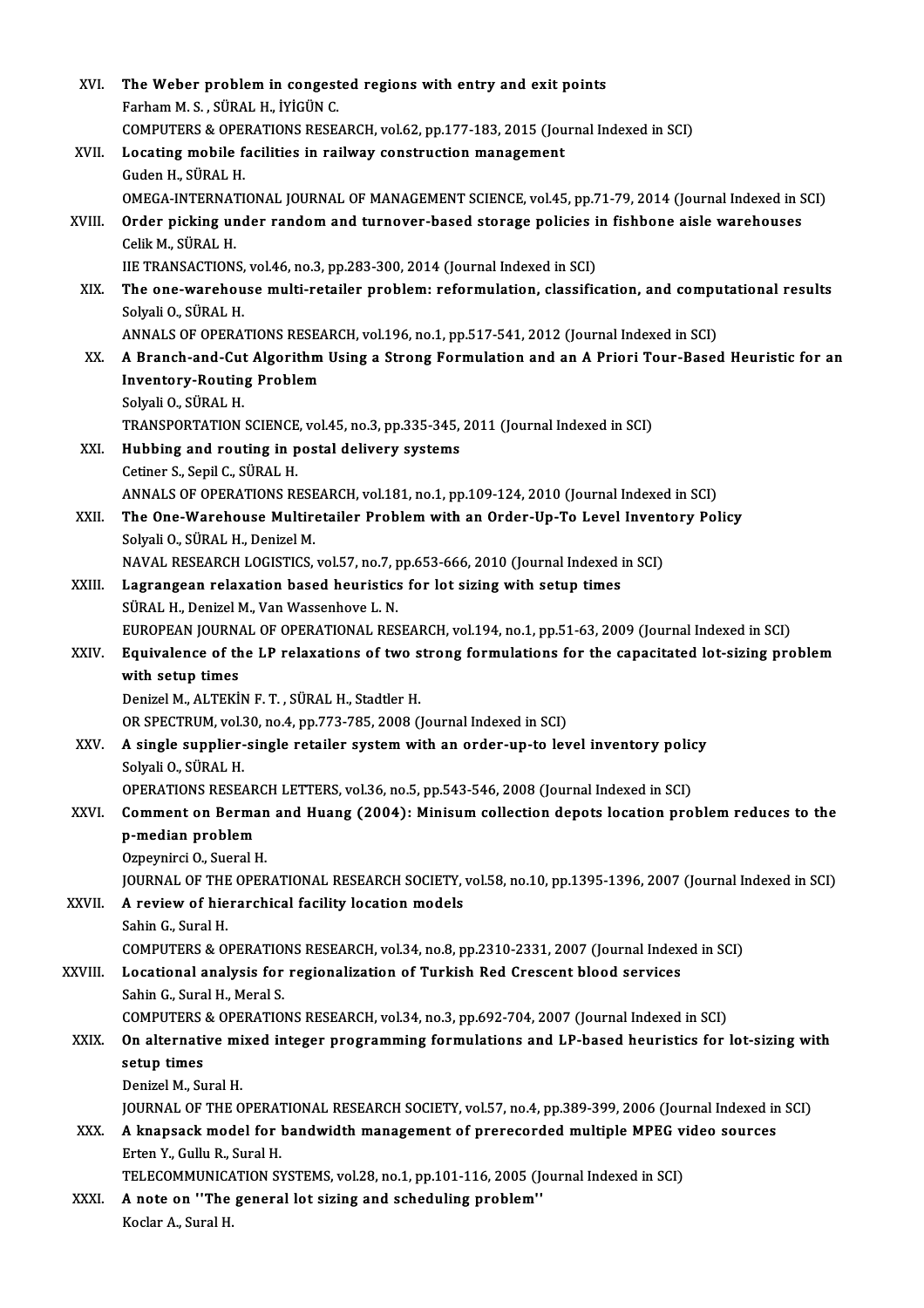XVI. **The Weber problem in congested regions with entry and exit points**
Farham M. S. , SÜRAL H., İYİGÜN C.
COMPUTERS & OPERATIONS RESEARCH, vol.62, pp.177-183, 2015 (Journal Indexed in SCI)

XVII. **Locating mobile facilities in railway construction management**
Guden H., SÜRAL H.
OMEGA-INTERNATIONAL JOURNAL OF MANAGEMENT SCIENCE, vol.45, pp.71-79, 2014 (Journal Indexed in SCI)

XVIII. **Order picking under random and turnover-based storage policies in fishbone aisle warehouses**
Celik M., SÜRAL H.
IIE TRANSACTIONS, vol.46, no.3, pp.283-300, 2014 (Journal Indexed in SCI)

XIX. **The one-warehouse multi-retailer problem: reformulation, classification, and computational results**
Solyali O., SÜRAL H.
ANNALS OF OPERATIONS RESEARCH, vol.196, no.1, pp.517-541, 2012 (Journal Indexed in SCI)

XX. **A Branch-and-Cut Algorithm Using a Strong Formulation and an A Priori Tour-Based Heuristic for an Inventory-Routing Problem**
Solyali O., SÜRAL H.
TRANSPORTATION SCIENCE, vol.45, no.3, pp.335-345, 2011 (Journal Indexed in SCI)

XXI. **Hubbing and routing in postal delivery systems**
Cetiner S., Sepil C., SÜRAL H.
ANNALS OF OPERATIONS RESEARCH, vol.181, no.1, pp.109-124, 2010 (Journal Indexed in SCI)

XXII. **The One-Warehouse Multiretailer Problem with an Order-Up-To Level Inventory Policy**
Solyali O., SÜRAL H., Denizel M.
NAVAL RESEARCH LOGISTICS, vol.57, no.7, pp.653-666, 2010 (Journal Indexed in SCI)

XXIII. **Lagrangean relaxation based heuristics for lot sizing with setup times**
SÜRAL H., Denizel M., Van Wassenhove L. N.
EUROPEAN JOURNAL OF OPERATIONAL RESEARCH, vol.194, no.1, pp.51-63, 2009 (Journal Indexed in SCI)

XXIV. **Equivalence of the LP relaxations of two strong formulations for the capacitated lot-sizing problem with setup times**
Denizel M., ALTEKİN F. T. , SÜRAL H., Stadtler H.
OR SPECTRUM, vol.30, no.4, pp.773-785, 2008 (Journal Indexed in SCI)

XXV. **A single supplier-single retailer system with an order-up-to level inventory policy**
Solyali O., SÜRAL H.
OPERATIONS RESEARCH LETTERS, vol.36, no.5, pp.543-546, 2008 (Journal Indexed in SCI)

XXVI. **Comment on Berman and Huang (2004): Minisum collection depots location problem reduces to the p-median problem**
Ozpeynirci O., Sueral H.
JOURNAL OF THE OPERATIONAL RESEARCH SOCIETY, vol.58, no.10, pp.1395-1396, 2007 (Journal Indexed in SCI)

XXVII. **A review of hierarchical facility location models**
Sahin G., Sural H.
COMPUTERS & OPERATIONS RESEARCH, vol.34, no.8, pp.2310-2331, 2007 (Journal Indexed in SCI)

XXVIII. **Locational analysis for regionalization of Turkish Red Crescent blood services**
Sahin G., Sural H., Meral S.
COMPUTERS & OPERATIONS RESEARCH, vol.34, no.3, pp.692-704, 2007 (Journal Indexed in SCI)

XXIX. **On alternative mixed integer programming formulations and LP-based heuristics for lot-sizing with setup times**
Denizel M., Sural H.
JOURNAL OF THE OPERATIONAL RESEARCH SOCIETY, vol.57, no.4, pp.389-399, 2006 (Journal Indexed in SCI)

XXX. **A knapsack model for bandwidth management of prerecorded multiple MPEG video sources**
Erten Y., Gullu R., Sural H.
TELECOMMUNICATION SYSTEMS, vol.28, no.1, pp.101-116, 2005 (Journal Indexed in SCI)

XXXI. **A note on "The general lot sizing and scheduling problem"**
Koclar A., Sural H.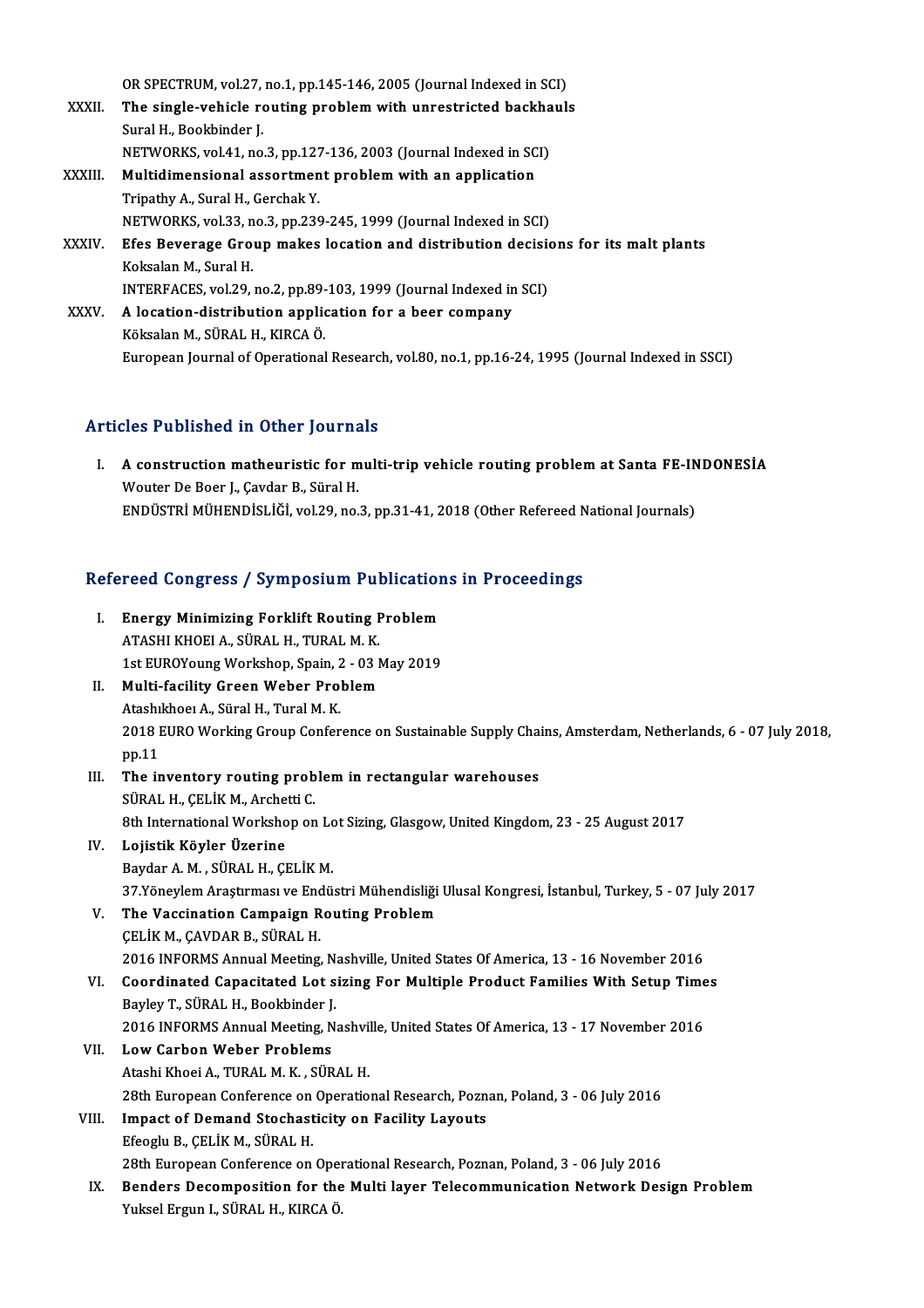OR SPECTRUM, vol.27, no.1, pp.145-146, 2005 (Journal Indexed in SCI)

XXXII. **The single-vehicle routing problem with unrestricted backhauls**
Sural H., Bookbinder J.
NETWORKS, vol.41, no.3, pp.127-136, 2003 (Journal Indexed in SCI)

XXXIII. **Multidimensional assortment problem with an application**
Tripathy A., Sural H., Gerchak Y.
NETWORKS, vol.33, no.3, pp.239-245, 1999 (Journal Indexed in SCI)

XXXIV. **Efes Beverage Group makes location and distribution decisions for its malt plants**
Koksalan M., Sural H.
INTERFACES, vol.29, no.2, pp.89-103, 1999 (Journal Indexed in SCI)

XXXV. **A location-distribution application for a beer company**
Köksalan M., SÜRAL H., KIRCA Ö.
European Journal of Operational Research, vol.80, no.1, pp.16-24, 1995 (Journal Indexed in SSCI)

## Articles Published in Other Journals

I. **A construction matheuristic for multi-trip vehicle routing problem at Santa FE-INDONESİA**
Wouter De Boer J., Çavdar B., Süral H.
ENDÜSTRİ MÜHENDİSLİĞİ, vol.29, no.3, pp.31-41, 2018 (Other Refereed National Journals)

## Refereed Congress / Symposium Publications in Proceedings

I. **Energy Minimizing Forklift Routing Problem**
ATASHI KHOEI A., SÜRAL H., TURAL M. K.
1st EUROYoung Workshop, Spain, 2 - 03 May 2019

II. **Multi-facility Green Weber Problem**
Atashıkhoeı A., Süral H., Tural M. K.
2018 EURO Working Group Conference on Sustainable Supply Chains, Amsterdam, Netherlands, 6 - 07 July 2018, pp.11

III. **The inventory routing problem in rectangular warehouses**
SÜRAL H., ÇELİK M., Archetti C.
8th International Workshop on Lot Sizing, Glasgow, United Kingdom, 23 - 25 August 2017

IV. **Lojistik Köyler Üzerine**
Baydar A. M., SÜRAL H., ÇELİK M.
37.Yöneylem Araştırması ve Endüstri Mühendisliği Ulusal Kongresi, İstanbul, Turkey, 5 - 07 July 2017

V. **The Vaccination Campaign Routing Problem**
ÇELİK M., ÇAVDAR B., SÜRAL H.
2016 INFORMS Annual Meeting, Nashville, United States Of America, 13 - 16 November 2016

VI. **Coordinated Capacitated Lot sizing For Multiple Product Families With Setup Times**
Bayley T., SÜRAL H., Bookbinder J.
2016 INFORMS Annual Meeting, Nashville, United States Of America, 13 - 17 November 2016

VII. **Low Carbon Weber Problems**
Atashi Khoei A., TURAL M. K., SÜRAL H.
28th European Conference on Operational Research, Poznan, Poland, 3 - 06 July 2016

VIII. **Impact of Demand Stochasticity on Facility Layouts**
Efeoglu B., ÇELİK M., SÜRAL H.
28th European Conference on Operational Research, Poznan, Poland, 3 - 06 July 2016

IX. **Benders Decomposition for the Multi layer Telecommunication Network Design Problem**
Yuksel Ergun I., SÜRAL H., KIRCA Ö.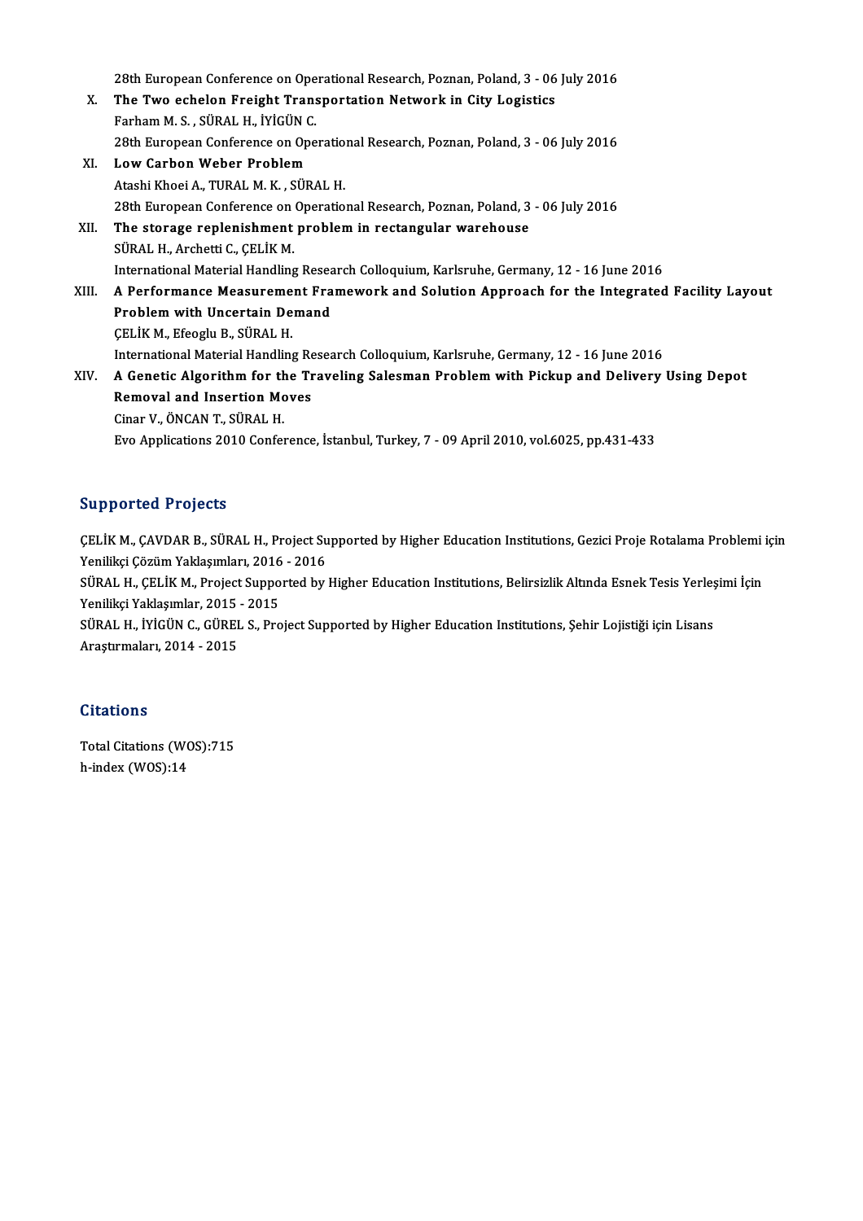28th European Conference on Operational Research, Poznan, Poland, 3 - 06 July 2016

X. **The Two echelon Freight Transportation Network in City Logistics**
Farham M. S. , SÜRAL H., İYİGÜN C.
28th European Conference on Operational Research, Poznan, Poland, 3 - 06 July 2016

XI. **Low Carbon Weber Problem**
Atashi Khoei A., TURAL M. K. , SÜRAL H.
28th European Conference on Operational Research, Poznan, Poland, 3 - 06 July 2016

XII. **The storage replenishment problem in rectangular warehouse**
SÜRAL H., Archetti C., ÇELİK M.
International Material Handling Research Colloquium, Karlsruhe, Germany, 12 - 16 June 2016

XIII. **A Performance Measurement Framework and Solution Approach for the Integrated Facility Layout Problem with Uncertain Demand**
ÇELİK M., Efeoglu B., SÜRAL H.
International Material Handling Research Colloquium, Karlsruhe, Germany, 12 - 16 June 2016

XIV. **A Genetic Algorithm for the Traveling Salesman Problem with Pickup and Delivery Using Depot Removal and Insertion Moves**
Cinar V., ÖNCAN T., SÜRAL H.
Evo Applications 2010 Conference, İstanbul, Turkey, 7 - 09 April 2010, vol.6025, pp.431-433

## Supported Projects

ÇELİK M., ÇAVDAR B., SÜRAL H., Project Supported by Higher Education Institutions, Gezici Proje Rotalama Problemi için Yenilikçi Çözüm Yaklaşımları, 2016 - 2016

SÜRAL H., ÇELİK M., Project Supported by Higher Education Institutions, Belirsizlik Altında Esnek Tesis Yerleşimi İçin Yenilikçi Yaklaşımlar, 2015 - 2015

SÜRAL H., İYİGÜN C., GÜREL S., Project Supported by Higher Education Institutions, Şehir Lojistiği için Lisans Araştırmaları, 2014 - 2015

## Citations

Total Citations (WOS):715
h-index (WOS):14